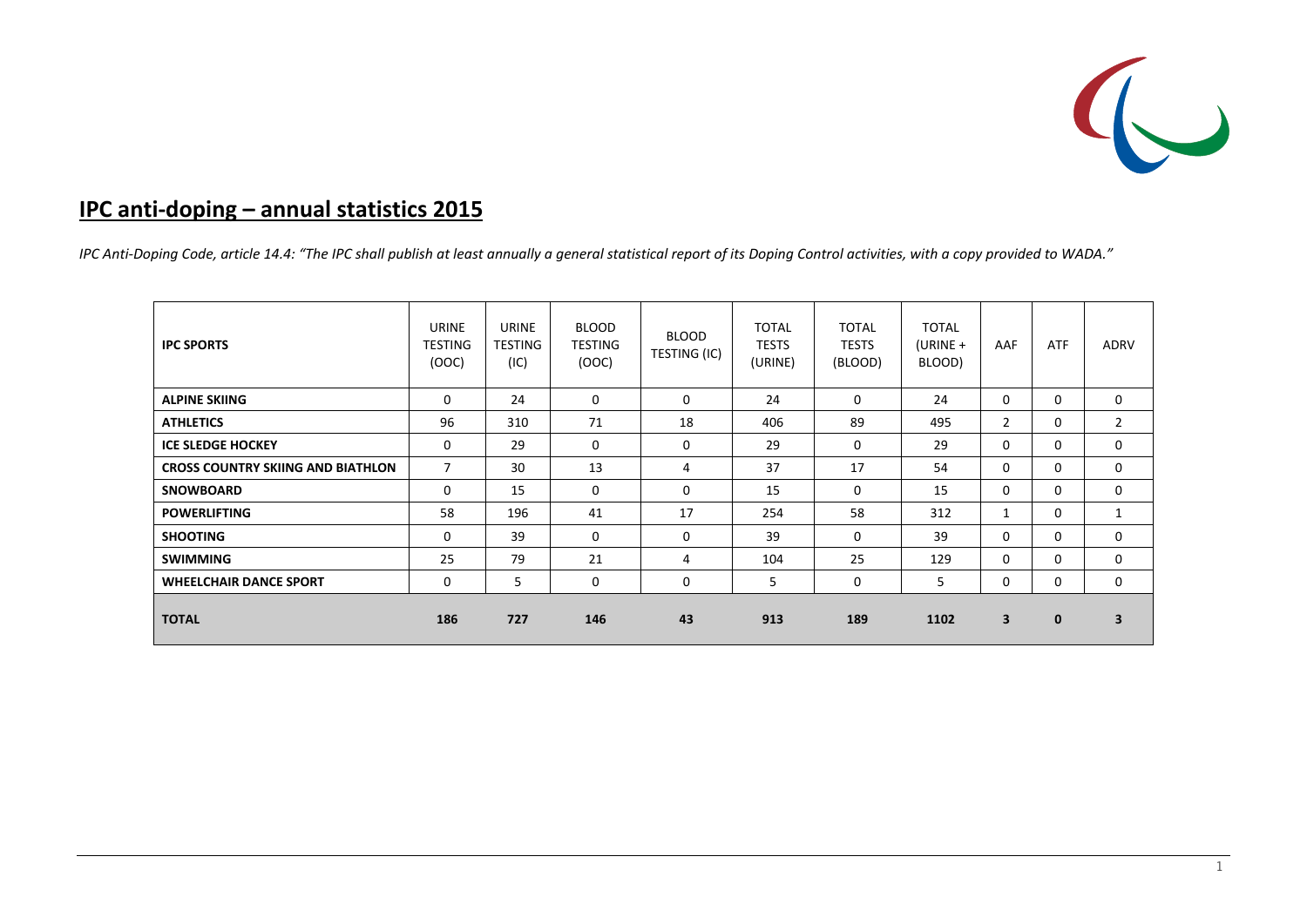# IPC anti-doping – annual statistics 2015

*IPC Anti-Doping Code, article 14.4: "The IPC shall publish at least annually a general statistical report of its Doping Control activities, with a copy provided to WADA."*

| IPC SPORTS | URINE TESTING (OOC) | URINE TESTING (IC) | BLOOD TESTING (OOC) | BLOOD TESTING (IC) | TOTAL TESTS (URINE) | TOTAL TESTS (BLOOD) | TOTAL (URINE + BLOOD) | AAF | ATF | ADRV |
|---|---|---|---|---|---|---|---|---|---|---|
| **ALPINE SKIING** | 0 | 24 | 0 | 0 | 24 | 0 | 24 | 0 | 0 | 0 |
| **ATHLETICS** | 96 | 310 | 71 | 18 | 406 | 89 | 495 | 2 | 0 | 2 |
| **ICE SLEDGE HOCKEY** | 0 | 29 | 0 | 0 | 29 | 0 | 29 | 0 | 0 | 0 |
| **CROSS COUNTRY SKIING AND BIATHLON** | 7 | 30 | 13 | 4 | 37 | 17 | 54 | 0 | 0 | 0 |
| **SNOWBOARD** | 0 | 15 | 0 | 0 | 15 | 0 | 15 | 0 | 0 | 0 |
| **POWERLIFTING** | 58 | 196 | 41 | 17 | 254 | 58 | 312 | 1 | 0 | 1 |
| **SHOOTING** | 0 | 39 | 0 | 0 | 39 | 0 | 39 | 0 | 0 | 0 |
| **SWIMMING** | 25 | 79 | 21 | 4 | 104 | 25 | 129 | 0 | 0 | 0 |
| **WHEELCHAIR DANCE SPORT** | 0 | 5 | 0 | 0 | 5 | 0 | 5 | 0 | 0 | 0 |
| **TOTAL** | **186** | **727** | **146** | **43** | **913** | **189** | **1102** | **3** | **0** | **3** |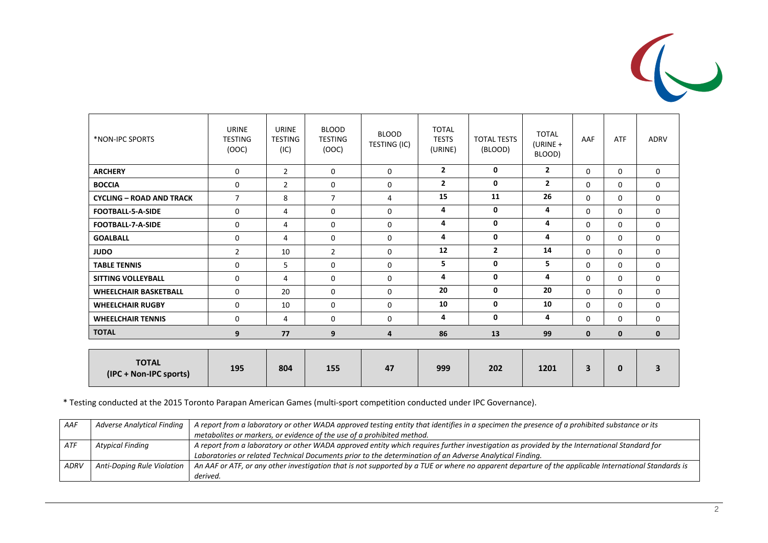| *NON-IPC SPORTS | URINE TESTING (OOC) | URINE TESTING (IC) | BLOOD TESTING (OOC) | BLOOD TESTING (IC) | TOTAL TESTS (URINE) | TOTAL TESTS (BLOOD) | TOTAL (URINE + BLOOD) | AAF | ATF | ADRV |
|---|---|---|---|---|---|---|---|---|---|---|
| **ARCHERY** | 0 | 2 | 0 | 0 | **2** | **0** | **2** | 0 | 0 | 0 |
| **BOCCIA** | 0 | 2 | 0 | 0 | **2** | **0** | **2** | 0 | 0 | 0 |
| **CYCLING – ROAD AND TRACK** | 7 | 8 | 7 | 4 | **15** | **11** | **26** | 0 | 0 | 0 |
| **FOOTBALL-5-A-SIDE** | 0 | 4 | 0 | 0 | **4** | **0** | **4** | 0 | 0 | 0 |
| **FOOTBALL-7-A-SIDE** | 0 | 4 | 0 | 0 | **4** | **0** | **4** | 0 | 0 | 0 |
| **GOALBALL** | 0 | 4 | 0 | 0 | **4** | **0** | **4** | 0 | 0 | 0 |
| **JUDO** | 2 | 10 | 2 | 0 | **12** | **2** | **14** | 0 | 0 | 0 |
| **TABLE TENNIS** | 0 | 5 | 0 | 0 | **5** | **0** | **5** | 0 | 0 | 0 |
| **SITTING VOLLEYBALL** | 0 | 4 | 0 | 0 | **4** | **0** | **4** | 0 | 0 | 0 |
| **WHEELCHAIR BASKETBALL** | 0 | 20 | 0 | 0 | **20** | **0** | **20** | 0 | 0 | 0 |
| **WHEELCHAIR RUGBY** | 0 | 10 | 0 | 0 | **10** | **0** | **10** | 0 | 0 | 0 |
| **WHEELCHAIR TENNIS** | 0 | 4 | 0 | 0 | **4** | **0** | **4** | 0 | 0 | 0 |
| **TOTAL** | **9** | **77** | **9** | **4** | **86** | **13** | **99** | **0** | **0** | **0** |
| **TOTAL (IPC + Non-IPC sports)** | **195** | **804** | **155** | **47** | **999** | **202** | **1201** | **3** | **0** | **3** |

* Testing conducted at the 2015 Toronto Parapan American Games (multi-sport competition conducted under IPC Governance).

| | | |
|---|---|---|
| *AAF* | *Adverse Analytical Finding* | *A report from a laboratory or other WADA approved testing entity that identifies in a specimen the presence of a prohibited substance or its metabolites or markers, or evidence of the use of a prohibited method.* |
| *ATF* | *Atypical Finding* | *A report from a laboratory or other WADA approved entity which requires further investigation as provided by the International Standard for Laboratories or related Technical Documents prior to the determination of an Adverse Analytical Finding.* |
| *ADRV* | *Anti-Doping Rule Violation* | *An AAF or ATF, or any other investigation that is not supported by a TUE or where no apparent departure of the applicable International Standards is derived.* |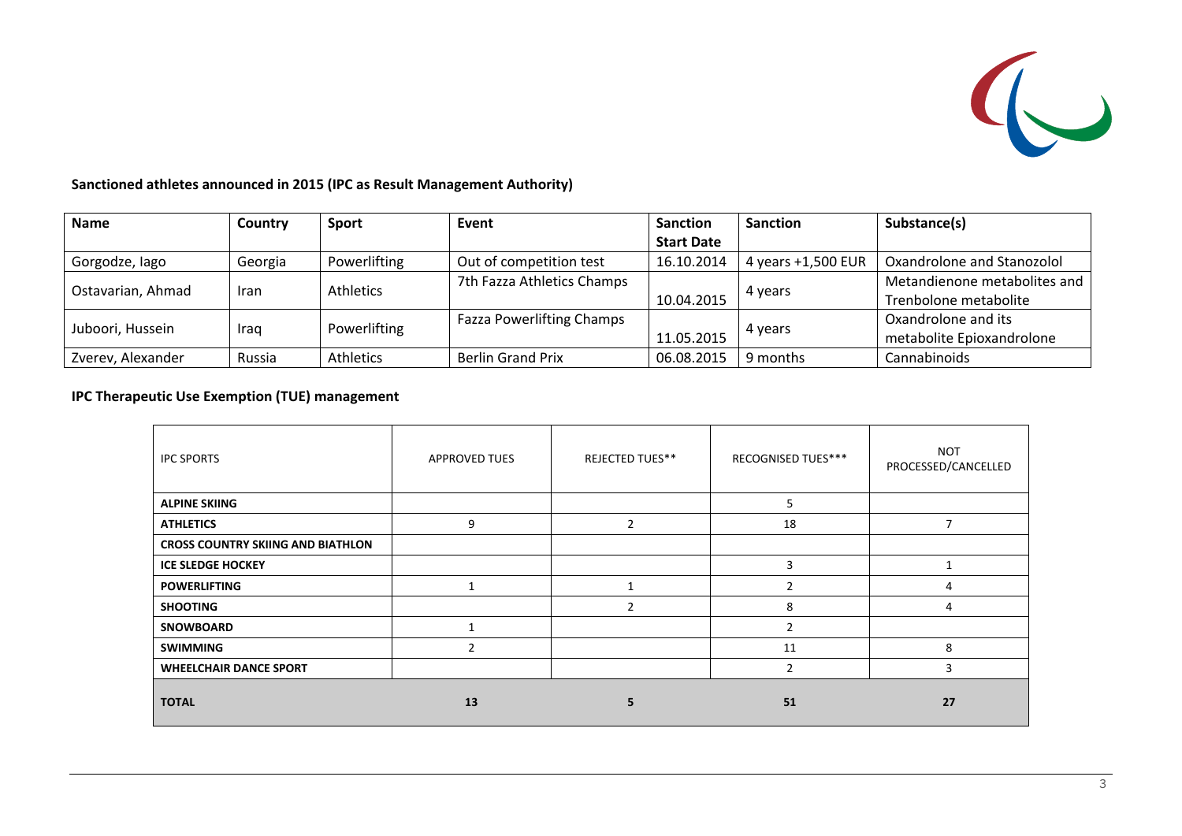**Sanctioned athletes announced in 2015 (IPC as Result Management Authority)**

| Name | Country | Sport | Event | Sanction Start Date | Sanction | Substance(s) |
|---|---|---|---|---|---|---|
| Gorgodze, Iago | Georgia | Powerlifting | Out of competition test | 16.10.2014 | 4 years +1,500 EUR | Oxandrolone and Stanozolol |
| Ostavarian, Ahmad | Iran | Athletics | 7th Fazza Athletics Champs | 10.04.2015 | 4 years | Metandienone metabolites and Trenbolone metabolite |
| Juboori, Hussein | Iraq | Powerlifting | Fazza Powerlifting Champs | 11.05.2015 | 4 years | Oxandrolone and its metabolite Epioxandrolone |
| Zverev, Alexander | Russia | Athletics | Berlin Grand Prix | 06.08.2015 | 9 months | Cannabinoids |

**IPC Therapeutic Use Exemption (TUE) management**

| IPC SPORTS | APPROVED TUES | REJECTED TUES** | RECOGNISED TUES*** | NOT PROCESSED/CANCELLED |
|---|---|---|---|---|
| **ALPINE SKIING** | | | 5 | |
| **ATHLETICS** | 9 | 2 | 18 | 7 |
| **CROSS COUNTRY SKIING AND BIATHLON** | | | | |
| **ICE SLEDGE HOCKEY** | | | 3 | 1 |
| **POWERLIFTING** | 1 | 1 | 2 | 4 |
| **SHOOTING** | | 2 | 8 | 4 |
| **SNOWBOARD** | 1 | | 2 | |
| **SWIMMING** | 2 | | 11 | 8 |
| **WHEELCHAIR DANCE SPORT** | | | 2 | 3 |
| **TOTAL** | **13** | **5** | **51** | **27** |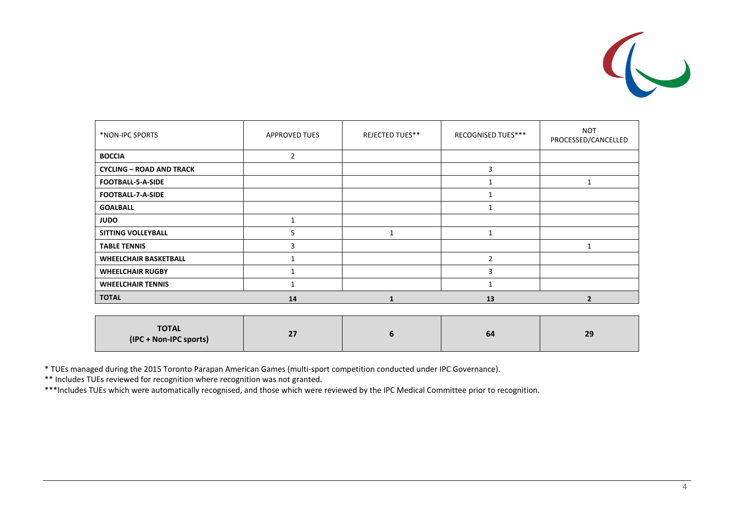| *NON-IPC SPORTS | APPROVED TUES | REJECTED TUES** | RECOGNISED TUES*** | NOT PROCESSED/CANCELLED |
|---|---|---|---|---|
| **BOCCIA** | 2 | | | |
| **CYCLING – ROAD AND TRACK** | | | 3 | |
| **FOOTBALL-5-A-SIDE** | | | 1 | 1 |
| **FOOTBALL-7-A-SIDE** | | | 1 | |
| **GOALBALL** | | | 1 | |
| **JUDO** | 1 | | | |
| **SITTING VOLLEYBALL** | 5 | 1 | 1 | |
| **TABLE TENNIS** | 3 | | | 1 |
| **WHEELCHAIR BASKETBALL** | 1 | | 2 | |
| **WHEELCHAIR RUGBY** | 1 | | 3 | |
| **WHEELCHAIR TENNIS** | 1 | | 1 | |
| **TOTAL** | **14** | **1** | **13** | **2** |

| **TOTAL (IPC + Non-IPC sports)** | **27** | **6** | **64** | **29** |
|---|---|---|---|---|

* TUEs managed during the 2015 Toronto Parapan American Games (multi-sport competition conducted under IPC Governance).

** Includes TUEs reviewed for recognition where recognition was not granted.

***Includes TUEs which were automatically recognised, and those which were reviewed by the IPC Medical Committee prior to recognition.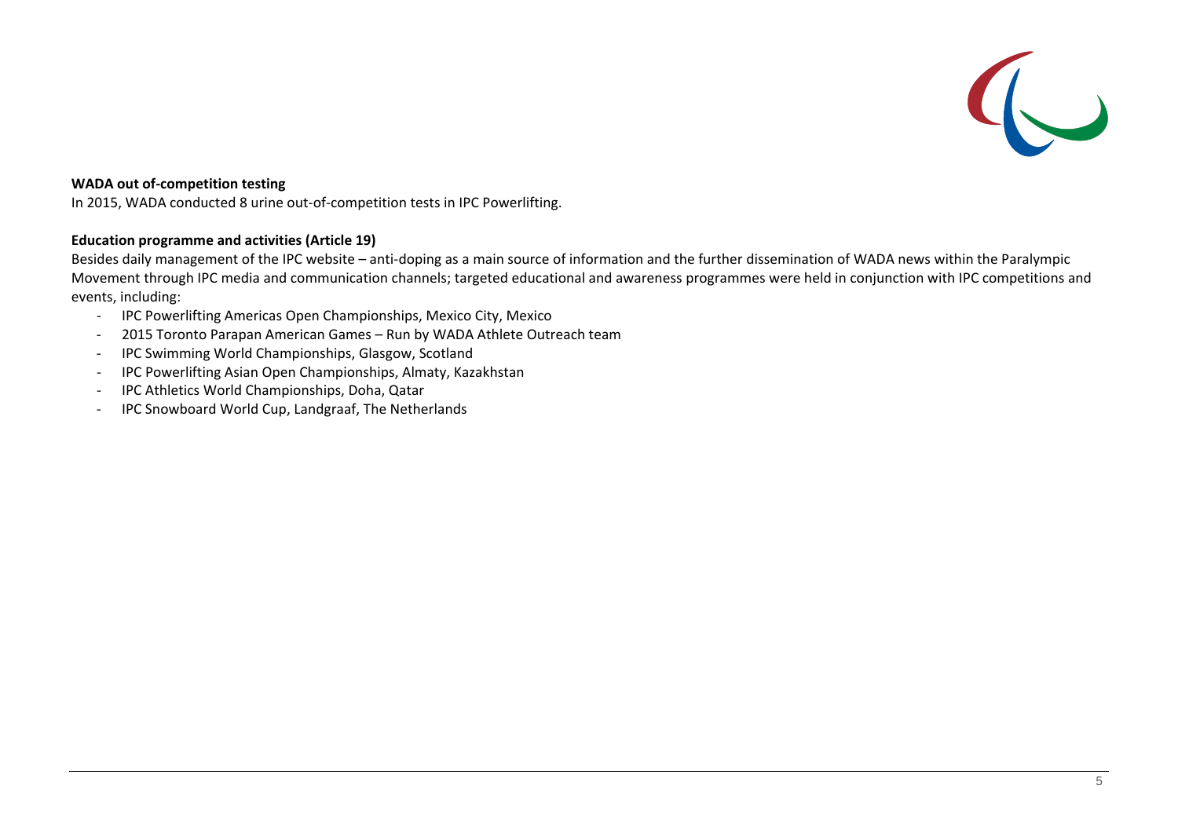**WADA out of-competition testing**

In 2015, WADA conducted 8 urine out-of-competition tests in IPC Powerlifting.

**Education programme and activities (Article 19)**

Besides daily management of the IPC website – anti-doping as a main source of information and the further dissemination of WADA news within the Paralympic Movement through IPC media and communication channels; targeted educational and awareness programmes were held in conjunction with IPC competitions and events, including:

- IPC Powerlifting Americas Open Championships, Mexico City, Mexico
- 2015 Toronto Parapan American Games – Run by WADA Athlete Outreach team
- IPC Swimming World Championships, Glasgow, Scotland
- IPC Powerlifting Asian Open Championships, Almaty, Kazakhstan
- IPC Athletics World Championships, Doha, Qatar
- IPC Snowboard World Cup, Landgraaf, The Netherlands